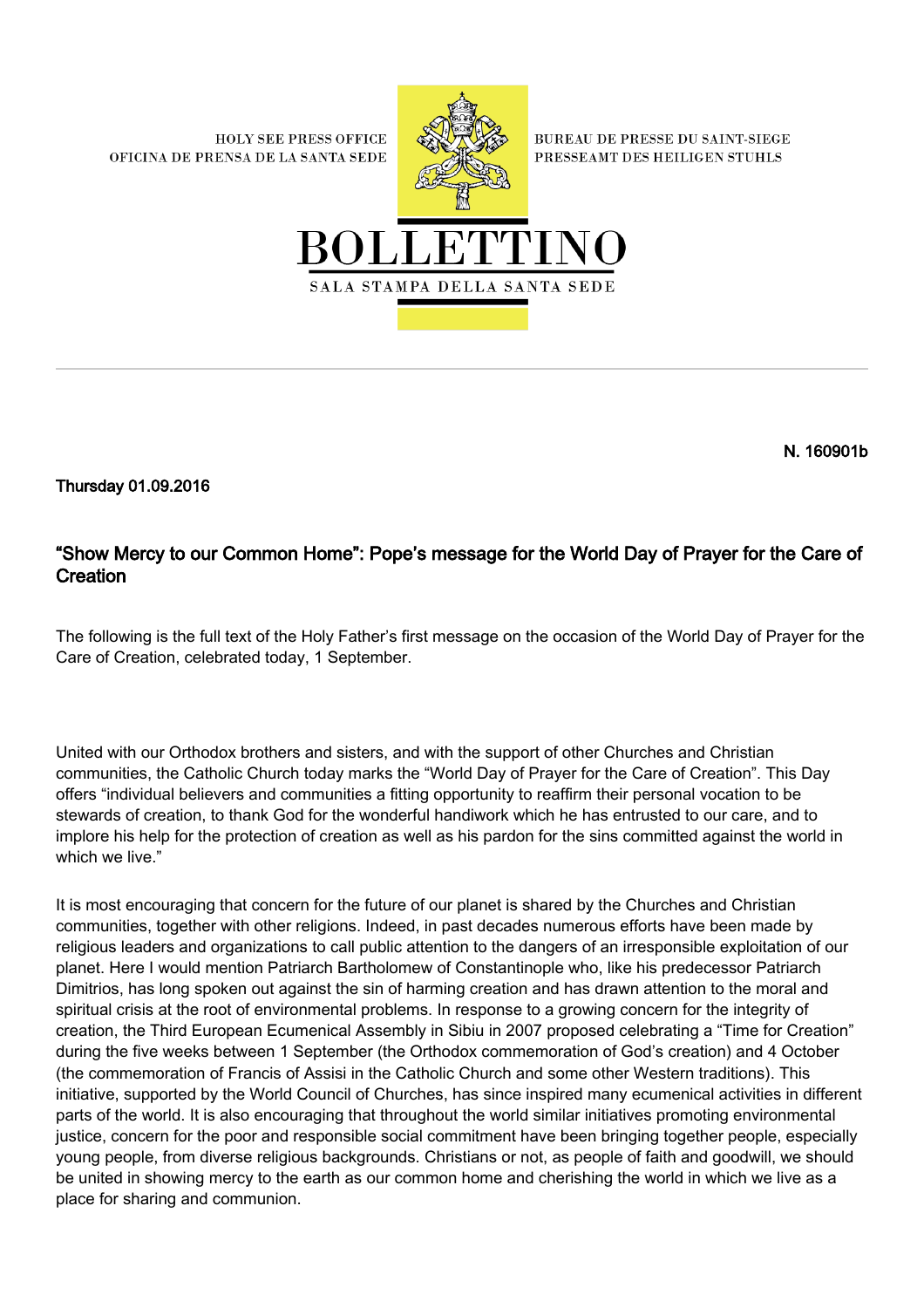HOLY SEE PRESS OFFICE
OFICINA DE PRENSA DE LA SANTA SEDE

BUREAU DE PRESSE DU SAINT-SIEGE
PRESSEAMT DES HEILIGEN STUHLS

# BOLLETTINO

SALA STAMPA DELLA SANTA SEDE

**N. 160901b**

**Thursday 01.09.2016**

## "Show Mercy to our Common Home": Pope's message for the World Day of Prayer for the Care of Creation

The following is the full text of the Holy Father's first message on the occasion of the World Day of Prayer for the Care of Creation, celebrated today, 1 September.

United with our Orthodox brothers and sisters, and with the support of other Churches and Christian communities, the Catholic Church today marks the "World Day of Prayer for the Care of Creation". This Day offers "individual believers and communities a fitting opportunity to reaffirm their personal vocation to be stewards of creation, to thank God for the wonderful handiwork which he has entrusted to our care, and to implore his help for the protection of creation as well as his pardon for the sins committed against the world in which we live."

It is most encouraging that concern for the future of our planet is shared by the Churches and Christian communities, together with other religions. Indeed, in past decades numerous efforts have been made by religious leaders and organizations to call public attention to the dangers of an irresponsible exploitation of our planet. Here I would mention Patriarch Bartholomew of Constantinople who, like his predecessor Patriarch Dimitrios, has long spoken out against the sin of harming creation and has drawn attention to the moral and spiritual crisis at the root of environmental problems. In response to a growing concern for the integrity of creation, the Third European Ecumenical Assembly in Sibiu in 2007 proposed celebrating a "Time for Creation" during the five weeks between 1 September (the Orthodox commemoration of God's creation) and 4 October (the commemoration of Francis of Assisi in the Catholic Church and some other Western traditions). This initiative, supported by the World Council of Churches, has since inspired many ecumenical activities in different parts of the world. It is also encouraging that throughout the world similar initiatives promoting environmental justice, concern for the poor and responsible social commitment have been bringing together people, especially young people, from diverse religious backgrounds. Christians or not, as people of faith and goodwill, we should be united in showing mercy to the earth as our common home and cherishing the world in which we live as a place for sharing and communion.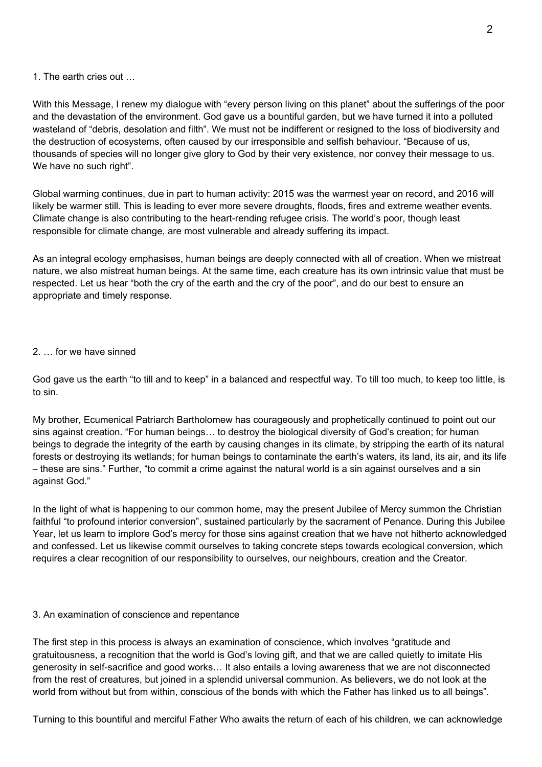## 1. The earth cries out …

With this Message, I renew my dialogue with “every person living on this planet” about the sufferings of the poor and the devastation of the environment. God gave us a bountiful garden, but we have turned it into a polluted wasteland of “debris, desolation and filth”. We must not be indifferent or resigned to the loss of biodiversity and the destruction of ecosystems, often caused by our irresponsible and selfish behaviour. “Because of us, thousands of species will no longer give glory to God by their very existence, nor convey their message to us. We have no such right”.

Global warming continues, due in part to human activity: 2015 was the warmest year on record, and 2016 will likely be warmer still. This is leading to ever more severe droughts, floods, fires and extreme weather events. Climate change is also contributing to the heart-rending refugee crisis. The world’s poor, though least responsible for climate change, are most vulnerable and already suffering its impact.

As an integral ecology emphasises, human beings are deeply connected with all of creation. When we mistreat nature, we also mistreat human beings. At the same time, each creature has its own intrinsic value that must be respected. Let us hear “both the cry of the earth and the cry of the poor”, and do our best to ensure an appropriate and timely response.

## 2. … for we have sinned

God gave us the earth “to till and to keep” in a balanced and respectful way. To till too much, to keep too little, is to sin.

My brother, Ecumenical Patriarch Bartholomew has courageously and prophetically continued to point out our sins against creation. “For human beings… to destroy the biological diversity of God’s creation; for human beings to degrade the integrity of the earth by causing changes in its climate, by stripping the earth of its natural forests or destroying its wetlands; for human beings to contaminate the earth’s waters, its land, its air, and its life – these are sins.” Further, “to commit a crime against the natural world is a sin against ourselves and a sin against God.”

In the light of what is happening to our common home, may the present Jubilee of Mercy summon the Christian faithful “to profound interior conversion”, sustained particularly by the sacrament of Penance. During this Jubilee Year, let us learn to implore God’s mercy for those sins against creation that we have not hitherto acknowledged and confessed. Let us likewise commit ourselves to taking concrete steps towards ecological conversion, which requires a clear recognition of our responsibility to ourselves, our neighbours, creation and the Creator.

## 3. An examination of conscience and repentance

The first step in this process is always an examination of conscience, which involves “gratitude and gratuitousness, a recognition that the world is God’s loving gift, and that we are called quietly to imitate His generosity in self-sacrifice and good works… It also entails a loving awareness that we are not disconnected from the rest of creatures, but joined in a splendid universal communion. As believers, we do not look at the world from without but from within, conscious of the bonds with which the Father has linked us to all beings”.

Turning to this bountiful and merciful Father Who awaits the return of each of his children, we can acknowledge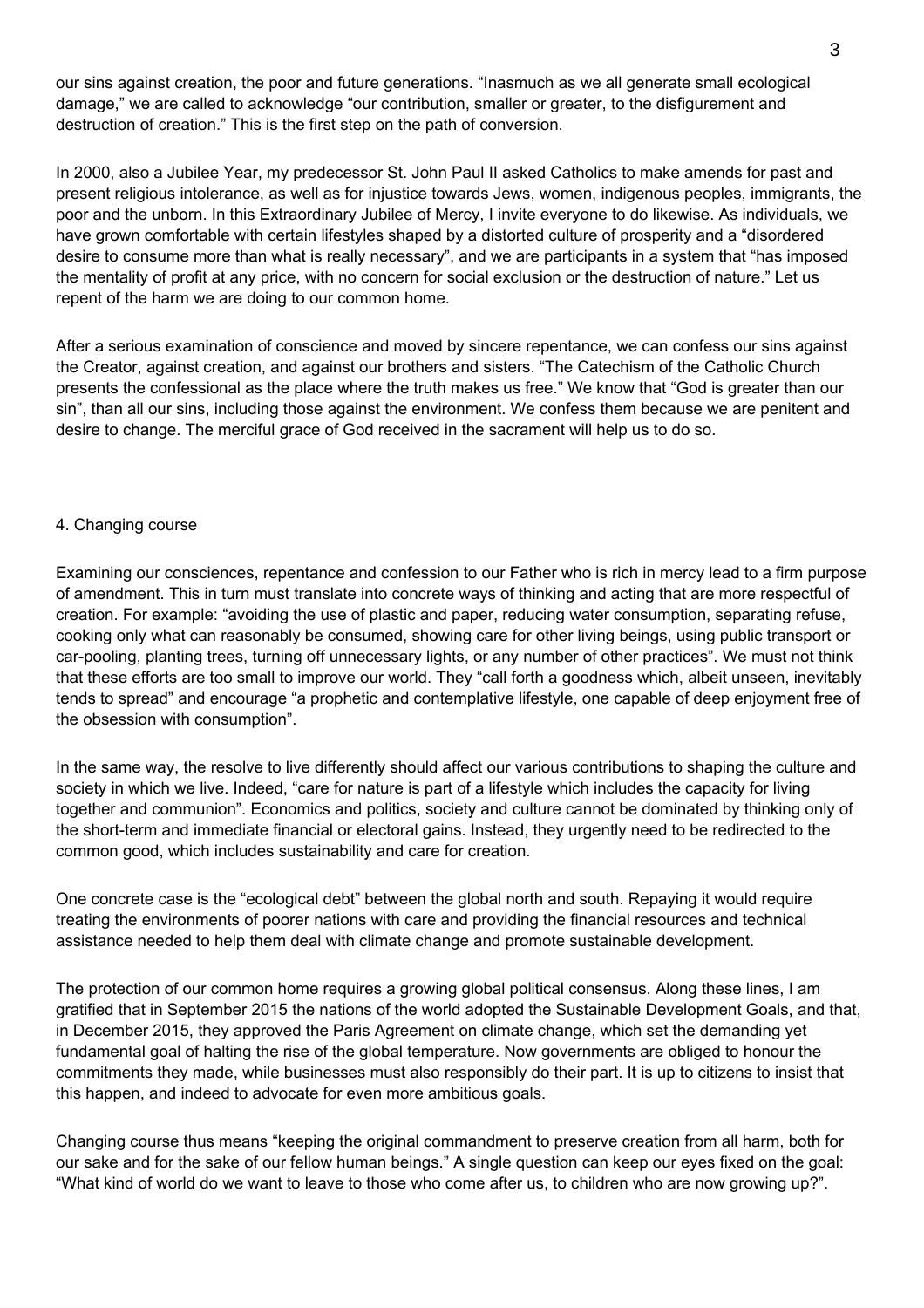our sins against creation, the poor and future generations. "Inasmuch as we all generate small ecological damage," we are called to acknowledge "our contribution, smaller or greater, to the disfigurement and destruction of creation." This is the first step on the path of conversion.

In 2000, also a Jubilee Year, my predecessor St. John Paul II asked Catholics to make amends for past and present religious intolerance, as well as for injustice towards Jews, women, indigenous peoples, immigrants, the poor and the unborn. In this Extraordinary Jubilee of Mercy, I invite everyone to do likewise. As individuals, we have grown comfortable with certain lifestyles shaped by a distorted culture of prosperity and a "disordered desire to consume more than what is really necessary", and we are participants in a system that "has imposed the mentality of profit at any price, with no concern for social exclusion or the destruction of nature." Let us repent of the harm we are doing to our common home.

After a serious examination of conscience and moved by sincere repentance, we can confess our sins against the Creator, against creation, and against our brothers and sisters. "The Catechism of the Catholic Church presents the confessional as the place where the truth makes us free." We know that "God is greater than our sin", than all our sins, including those against the environment. We confess them because we are penitent and desire to change. The merciful grace of God received in the sacrament will help us to do so.

## 4. Changing course

Examining our consciences, repentance and confession to our Father who is rich in mercy lead to a firm purpose of amendment. This in turn must translate into concrete ways of thinking and acting that are more respectful of creation. For example: "avoiding the use of plastic and paper, reducing water consumption, separating refuse, cooking only what can reasonably be consumed, showing care for other living beings, using public transport or car-pooling, planting trees, turning off unnecessary lights, or any number of other practices". We must not think that these efforts are too small to improve our world. They "call forth a goodness which, albeit unseen, inevitably tends to spread" and encourage "a prophetic and contemplative lifestyle, one capable of deep enjoyment free of the obsession with consumption".

In the same way, the resolve to live differently should affect our various contributions to shaping the culture and society in which we live. Indeed, "care for nature is part of a lifestyle which includes the capacity for living together and communion". Economics and politics, society and culture cannot be dominated by thinking only of the short-term and immediate financial or electoral gains. Instead, they urgently need to be redirected to the common good, which includes sustainability and care for creation.

One concrete case is the "ecological debt" between the global north and south. Repaying it would require treating the environments of poorer nations with care and providing the financial resources and technical assistance needed to help them deal with climate change and promote sustainable development.

The protection of our common home requires a growing global political consensus. Along these lines, I am gratified that in September 2015 the nations of the world adopted the Sustainable Development Goals, and that, in December 2015, they approved the Paris Agreement on climate change, which set the demanding yet fundamental goal of halting the rise of the global temperature. Now governments are obliged to honour the commitments they made, while businesses must also responsibly do their part. It is up to citizens to insist that this happen, and indeed to advocate for even more ambitious goals.

Changing course thus means "keeping the original commandment to preserve creation from all harm, both for our sake and for the sake of our fellow human beings." A single question can keep our eyes fixed on the goal: "What kind of world do we want to leave to those who come after us, to children who are now growing up?".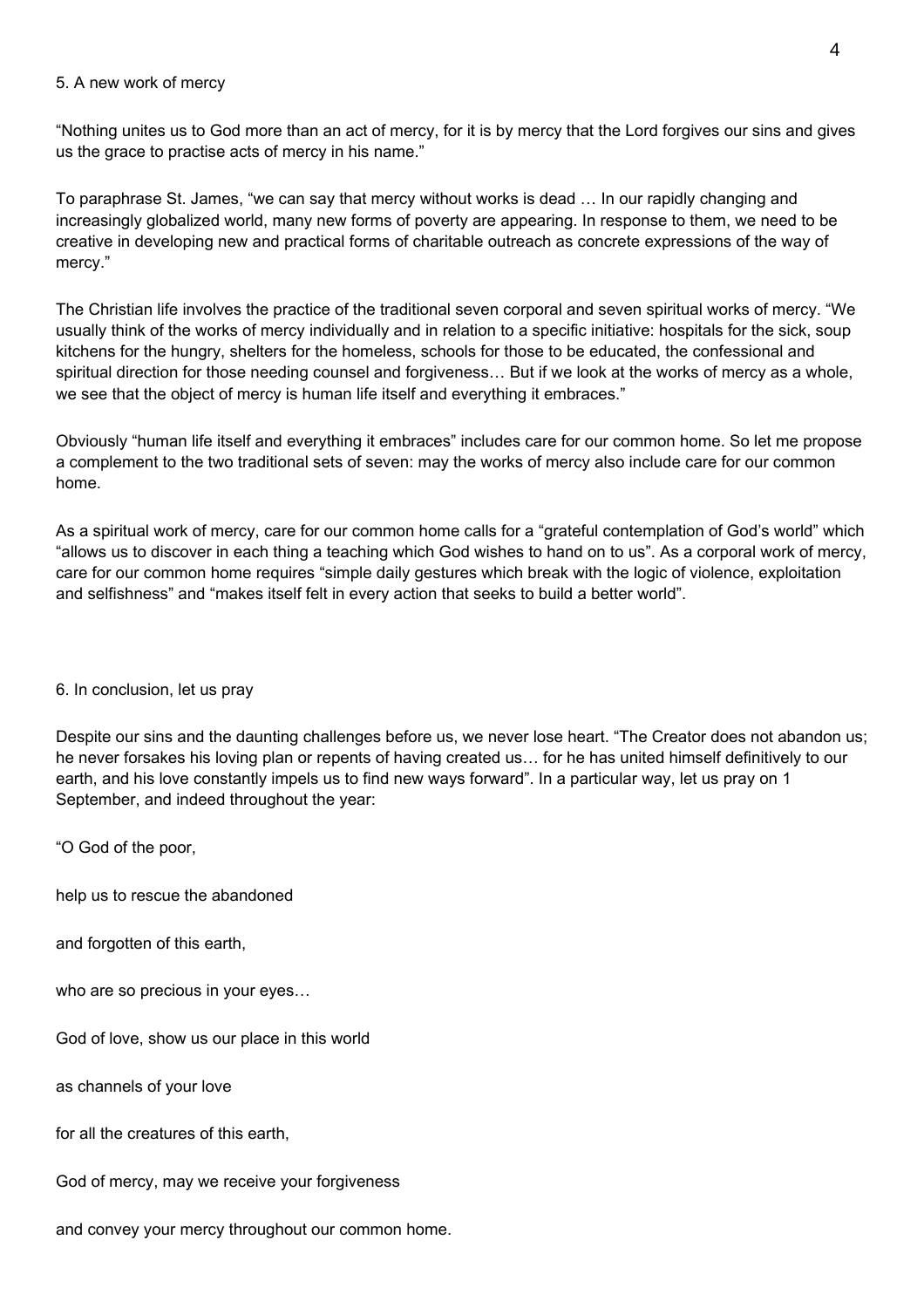## 5. A new work of mercy

“Nothing unites us to God more than an act of mercy, for it is by mercy that the Lord forgives our sins and gives us the grace to practise acts of mercy in his name.”

To paraphrase St. James, “we can say that mercy without works is dead … In our rapidly changing and increasingly globalized world, many new forms of poverty are appearing. In response to them, we need to be creative in developing new and practical forms of charitable outreach as concrete expressions of the way of mercy.”

The Christian life involves the practice of the traditional seven corporal and seven spiritual works of mercy. “We usually think of the works of mercy individually and in relation to a specific initiative: hospitals for the sick, soup kitchens for the hungry, shelters for the homeless, schools for those to be educated, the confessional and spiritual direction for those needing counsel and forgiveness… But if we look at the works of mercy as a whole, we see that the object of mercy is human life itself and everything it embraces.”

Obviously “human life itself and everything it embraces” includes care for our common home. So let me propose a complement to the two traditional sets of seven: may the works of mercy also include care for our common home.

As a spiritual work of mercy, care for our common home calls for a “grateful contemplation of God’s world” which “allows us to discover in each thing a teaching which God wishes to hand on to us”. As a corporal work of mercy, care for our common home requires “simple daily gestures which break with the logic of violence, exploitation and selfishness” and “makes itself felt in every action that seeks to build a better world”.

## 6. In conclusion, let us pray

Despite our sins and the daunting challenges before us, we never lose heart. “The Creator does not abandon us; he never forsakes his loving plan or repents of having created us… for he has united himself definitively to our earth, and his love constantly impels us to find new ways forward”. In a particular way, let us pray on 1 September, and indeed throughout the year:

“O God of the poor,

help us to rescue the abandoned

and forgotten of this earth,

who are so precious in your eyes…

God of love, show us our place in this world

as channels of your love

for all the creatures of this earth,

God of mercy, may we receive your forgiveness

and convey your mercy throughout our common home.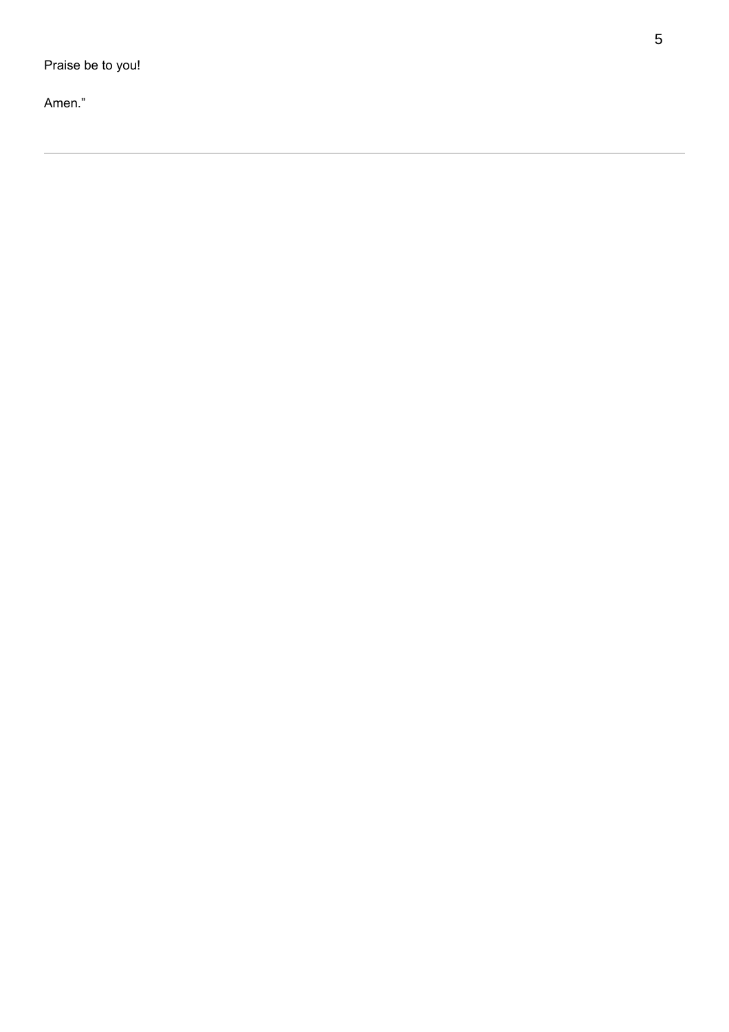Praise be to you!

Amen.”

---